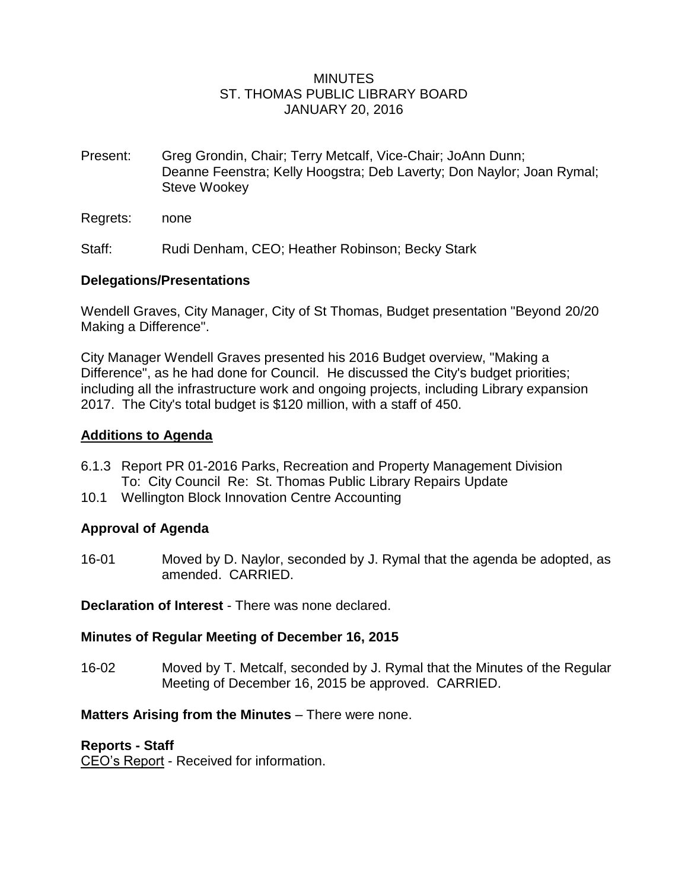# MINUTES
# ST. THOMAS PUBLIC LIBRARY BOARD
# JANUARY 20, 2016

Present: Greg Grondin, Chair; Terry Metcalf, Vice-Chair; JoAnn Dunn; Deanne Feenstra; Kelly Hoogstra; Deb Laverty; Don Naylor; Joan Rymal; Steve Wookey

Regrets: none

Staff: Rudi Denham, CEO; Heather Robinson; Becky Stark

**Delegations/Presentations**

Wendell Graves, City Manager, City of St Thomas, Budget presentation "Beyond 20/20 Making a Difference".

City Manager Wendell Graves presented his 2016 Budget overview, "Making a Difference", as he had done for Council. He discussed the City's budget priorities; including all the infrastructure work and ongoing projects, including Library expansion 2017. The City's total budget is $120 million, with a staff of 450.

**<u>Additions to Agenda</u>**

6.1.3 Report PR 01-2016 Parks, Recreation and Property Management Division To: City Council Re: St. Thomas Public Library Repairs Update

10.1 Wellington Block Innovation Centre Accounting

**Approval of Agenda**

16-01 Moved by D. Naylor, seconded by J. Rymal that the agenda be adopted, as amended. CARRIED.

**Declaration of Interest** - There was none declared.

**Minutes of Regular Meeting of December 16, 2015**

16-02 Moved by T. Metcalf, seconded by J. Rymal that the Minutes of the Regular Meeting of December 16, 2015 be approved. CARRIED.

**Matters Arising from the Minutes** – There were none.

**Reports - Staff**

<u>CEO's Report</u> - Received for information.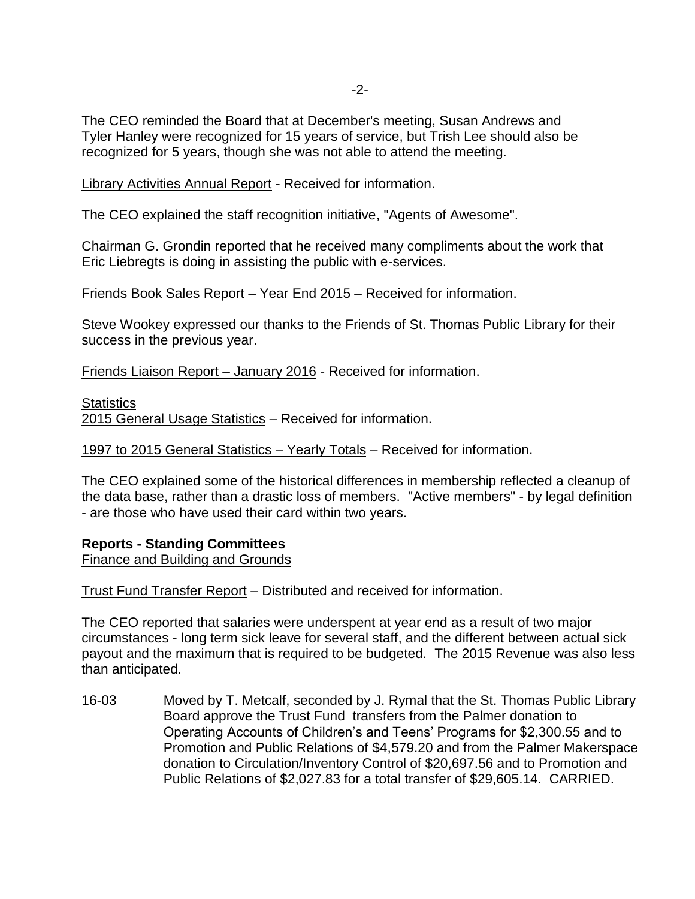The CEO reminded the Board that at December's meeting, Susan Andrews and Tyler Hanley were recognized for 15 years of service, but Trish Lee should also be recognized for 5 years, though she was not able to attend the meeting.

Library Activities Annual Report - Received for information.

The CEO explained the staff recognition initiative, "Agents of Awesome".

Chairman G. Grondin reported that he received many compliments about the work that Eric Liebregts is doing in assisting the public with e-services.

Friends Book Sales Report – Year End 2015 – Received for information.

Steve Wookey expressed our thanks to the Friends of St. Thomas Public Library for their success in the previous year.

Friends Liaison Report – January 2016 - Received for information.

Statistics
2015 General Usage Statistics – Received for information.

1997 to 2015 General Statistics – Yearly Totals – Received for information.

The CEO explained some of the historical differences in membership reflected a cleanup of the data base, rather than a drastic loss of members. "Active members" - by legal definition - are those who have used their card within two years.

**Reports - Standing Committees**
Finance and Building and Grounds

Trust Fund Transfer Report – Distributed and received for information.

The CEO reported that salaries were underspent at year end as a result of two major circumstances - long term sick leave for several staff, and the different between actual sick payout and the maximum that is required to be budgeted. The 2015 Revenue was also less than anticipated.

16-03 Moved by T. Metcalf, seconded by J. Rymal that the St. Thomas Public Library Board approve the Trust Fund transfers from the Palmer donation to Operating Accounts of Children's and Teens' Programs for $2,300.55 and to Promotion and Public Relations of $4,579.20 and from the Palmer Makerspace donation to Circulation/Inventory Control of $20,697.56 and to Promotion and Public Relations of $2,027.83 for a total transfer of $29,605.14. CARRIED.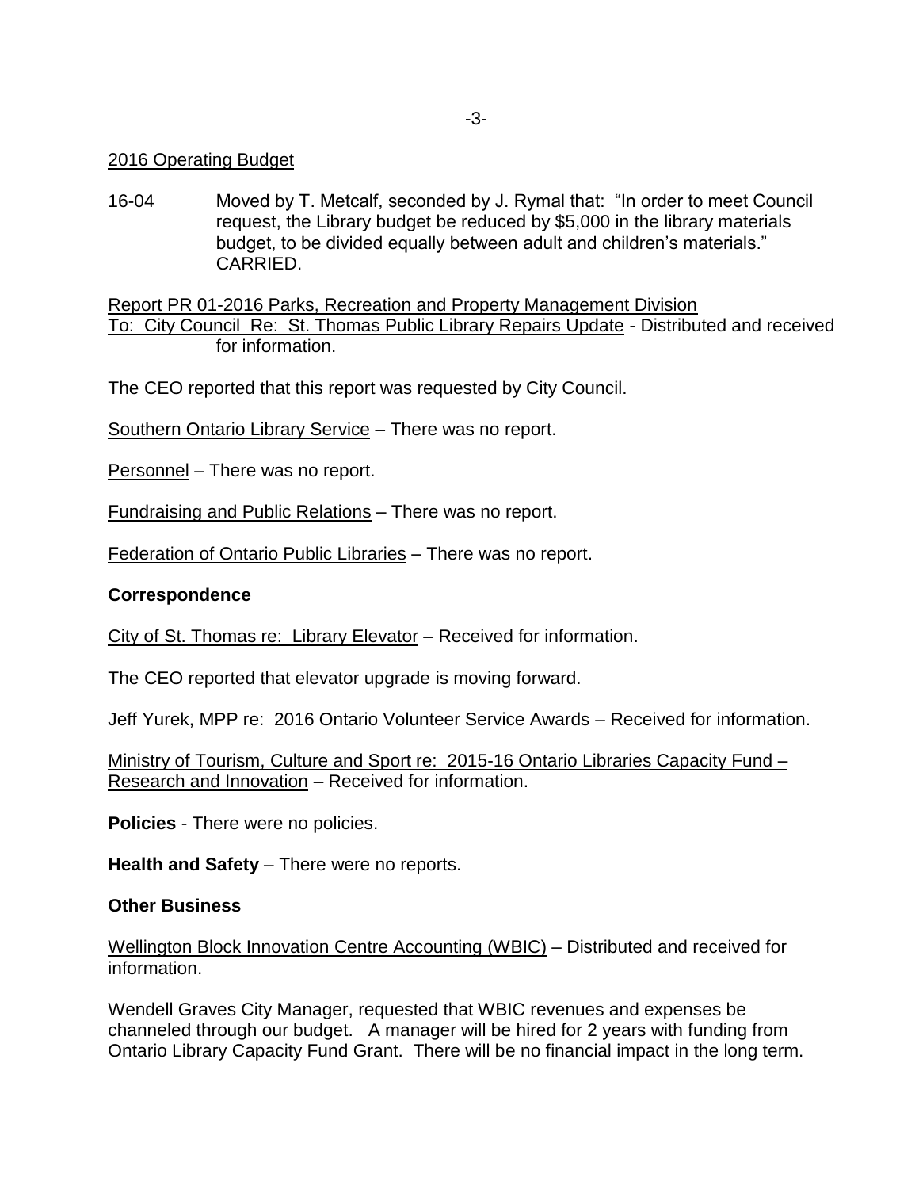2016 Operating Budget

16-04 Moved by T. Metcalf, seconded by J. Rymal that: "In order to meet Council request, the Library budget be reduced by $5,000 in the library materials budget, to be divided equally between adult and children's materials." CARRIED.

Report PR 01-2016 Parks, Recreation and Property Management Division
To: City Council Re: St. Thomas Public Library Repairs Update - Distributed and received for information.

The CEO reported that this report was requested by City Council.

Southern Ontario Library Service – There was no report.

Personnel – There was no report.

Fundraising and Public Relations – There was no report.

Federation of Ontario Public Libraries – There was no report.

**Correspondence**

City of St. Thomas re: Library Elevator – Received for information.

The CEO reported that elevator upgrade is moving forward.

Jeff Yurek, MPP re: 2016 Ontario Volunteer Service Awards – Received for information.

Ministry of Tourism, Culture and Sport re: 2015-16 Ontario Libraries Capacity Fund – Research and Innovation – Received for information.

**Policies** - There were no policies.

**Health and Safety** – There were no reports.

**Other Business**

Wellington Block Innovation Centre Accounting (WBIC) – Distributed and received for information.

Wendell Graves City Manager, requested that WBIC revenues and expenses be channeled through our budget. A manager will be hired for 2 years with funding from Ontario Library Capacity Fund Grant. There will be no financial impact in the long term.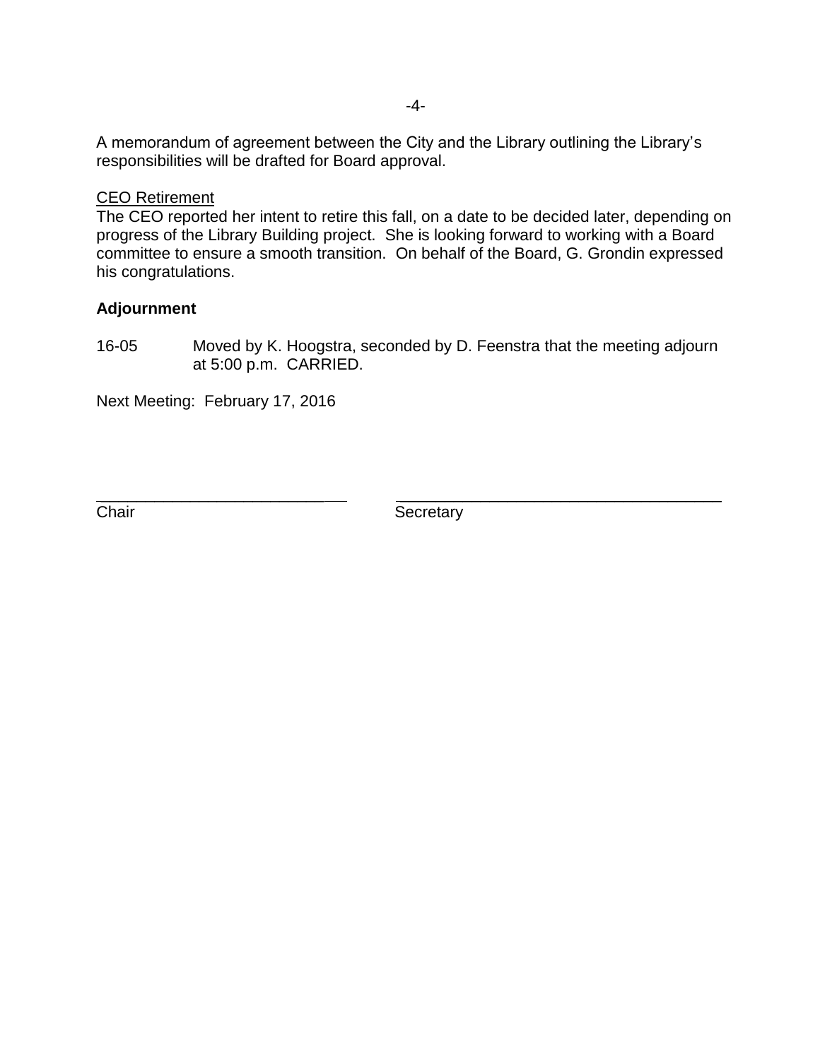A memorandum of agreement between the City and the Library outlining the Library's responsibilities will be drafted for Board approval.

CEO Retirement

The CEO reported her intent to retire this fall, on a date to be decided later, depending on progress of the Library Building project. She is looking forward to working with a Board committee to ensure a smooth transition. On behalf of the Board, G. Grondin expressed his congratulations.

**Adjournment**

16-05 Moved by K. Hoogstra, seconded by D. Feenstra that the meeting adjourn at 5:00 p.m. CARRIED.

Next Meeting: February 17, 2016

______________________________ ______________________________

Chair Secretary